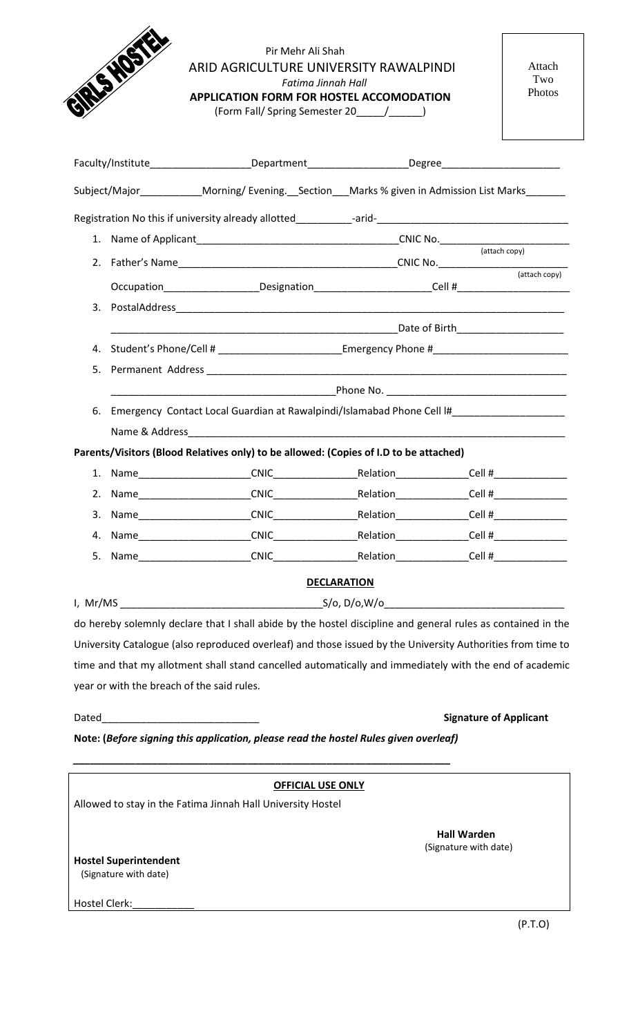GIRLS HOSTEL

Pir Mehr Ali Shah

ARID AGRICULTURE UNIVERSITY RAWALPINDI

*Fatima Jinnah Hall*

**APPLICATION FORM FOR HOSTEL ACCOMODATION**

(Form Fall/ Spring Semester 20_____/______)

Attach Two Photos

Faculty/Institute__________________Department__________________Degree_____________________

Subject/Major___________Morning/ Evening.__Section___Marks % given in Admission List Marks_______

Registration No this if university already allotted__________-arid-_________________________________

1. Name of Applicant____________________________________CNIC No.________________________ (attach copy)
2. Father's Name_______________________________________CNIC No.________________________ (attach copy)

   Occupation_________________Designation_____________________Cell #____________________
3. PostalAddress______________________________________________________________________

   ___________________________________________________Date of Birth___________________
4. Student's Phone/Cell # ______________________Emergency Phone #________________________
5. Permanent Address __________________________________________________________________

   _______________________________________Phone No. ________________________________
6. Emergency Contact Local Guardian at Rawalpindi/Islamabad Phone Cell l#____________________

   Name & Address____________________________________________________________________

**Parents/Visitors (Blood Relatives only) to be allowed: (Copies of I.D to be attached)**

1. Name____________________CNIC_______________Relation_____________Cell #_____________
2. Name____________________CNIC_______________Relation_____________Cell #_____________
3. Name____________________CNIC_______________Relation_____________Cell #_____________
4. Name____________________CNIC_______________Relation_____________Cell #_____________
5. Name____________________CNIC_______________Relation_____________Cell #_____________

**DECLARATION**

I, Mr/MS ___________________________________S/o, D/o,W/o________________________________

do hereby solemnly declare that I shall abide by the hostel discipline and general rules as contained in the University Catalogue (also reproduced overleaf) and those issued by the University Authorities from time to time and that my allotment shall stand cancelled automatically and immediately with the end of academic year or with the breach of the said rules.

Dated____________________________ **Signature of Applicant**

**Note: (*Before signing this application, please read the hostel Rules given overleaf)***

**OFFICIAL USE ONLY**

Allowed to stay in the Fatima Jinnah Hall University Hostel

**Hall Warden**
(Signature with date)

**Hostel Superintendent**
(Signature with date)

Hostel Clerk:___________

(P.T.O)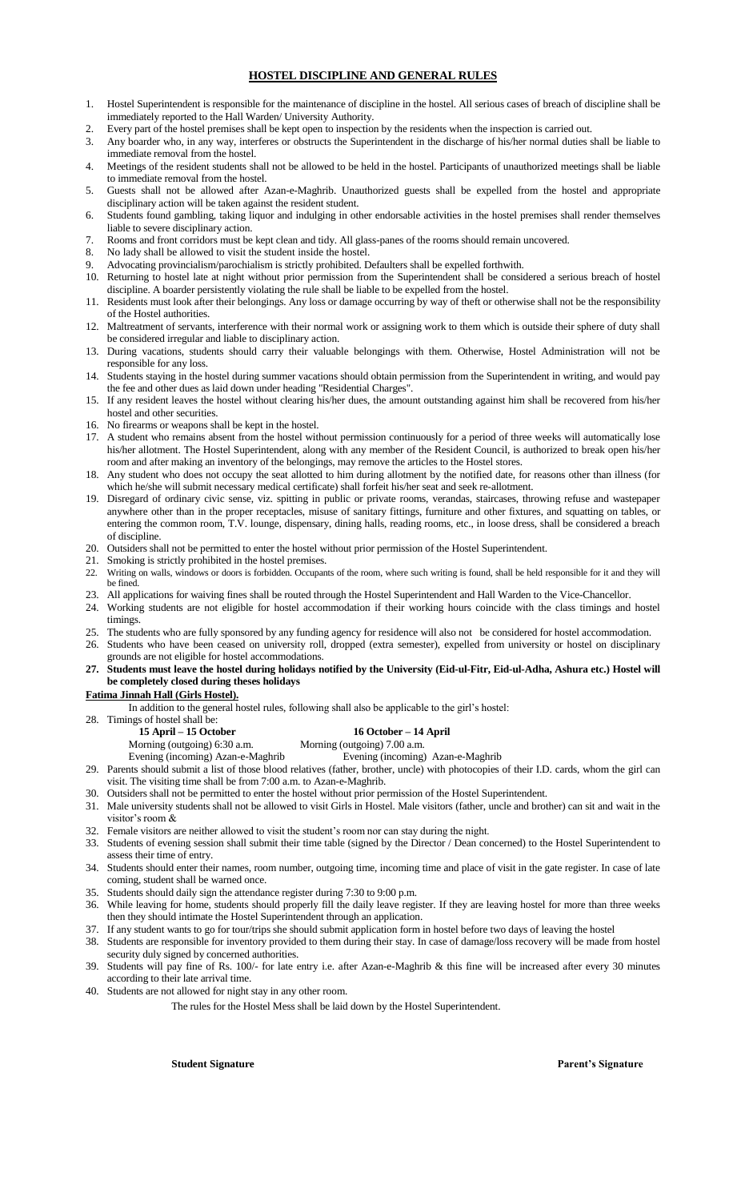# HOSTEL DISCIPLINE AND GENERAL RULES

1. Hostel Superintendent is responsible for the maintenance of discipline in the hostel. All serious cases of breach of discipline shall be immediately reported to the Hall Warden/ University Authority.
2. Every part of the hostel premises shall be kept open to inspection by the residents when the inspection is carried out.
3. Any boarder who, in any way, interferes or obstructs the Superintendent in the discharge of his/her normal duties shall be liable to immediate removal from the hostel.
4. Meetings of the resident students shall not be allowed to be held in the hostel. Participants of unauthorized meetings shall be liable to immediate removal from the hostel.
5. Guests shall not be allowed after Azan-e-Maghrib. Unauthorized guests shall be expelled from the hostel and appropriate disciplinary action will be taken against the resident student.
6. Students found gambling, taking liquor and indulging in other endorsable activities in the hostel premises shall render themselves liable to severe disciplinary action.
7. Rooms and front corridors must be kept clean and tidy. All glass-panes of the rooms should remain uncovered.
8. No lady shall be allowed to visit the student inside the hostel.
9. Advocating provincialism/parochialism is strictly prohibited. Defaulters shall be expelled forthwith.
10. Returning to hostel late at night without prior permission from the Superintendent shall be considered a serious breach of hostel discipline. A boarder persistently violating the rule shall be liable to be expelled from the hostel.
11. Residents must look after their belongings. Any loss or damage occurring by way of theft or otherwise shall not be the responsibility of the Hostel authorities.
12. Maltreatment of servants, interference with their normal work or assigning work to them which is outside their sphere of duty shall be considered irregular and liable to disciplinary action.
13. During vacations, students should carry their valuable belongings with them. Otherwise, Hostel Administration will not be responsible for any loss.
14. Students staying in the hostel during summer vacations should obtain permission from the Superintendent in writing, and would pay the fee and other dues as laid down under heading "Residential Charges".
15. If any resident leaves the hostel without clearing his/her dues, the amount outstanding against him shall be recovered from his/her hostel and other securities.
16. No firearms or weapons shall be kept in the hostel.
17. A student who remains absent from the hostel without permission continuously for a period of three weeks will automatically lose his/her allotment. The Hostel Superintendent, along with any member of the Resident Council, is authorized to break open his/her room and after making an inventory of the belongings, may remove the articles to the Hostel stores.
18. Any student who does not occupy the seat allotted to him during allotment by the notified date, for reasons other than illness (for which he/she will submit necessary medical certificate) shall forfeit his/her seat and seek re-allotment.
19. Disregard of ordinary civic sense, viz. spitting in public or private rooms, verandas, staircases, throwing refuse and wastepaper anywhere other than in the proper receptacles, misuse of sanitary fittings, furniture and other fixtures, and squatting on tables, or entering the common room, T.V. lounge, dispensary, dining halls, reading rooms, etc., in loose dress, shall be considered a breach of discipline.
20. Outsiders shall not be permitted to enter the hostel without prior permission of the Hostel Superintendent.
21. Smoking is strictly prohibited in the hostel premises.
22. Writing on walls, windows or doors is forbidden. Occupants of the room, where such writing is found, shall be held responsible for it and they will be fined.
23. All applications for waiving fines shall be routed through the Hostel Superintendent and Hall Warden to the Vice-Chancellor.
24. Working students are not eligible for hostel accommodation if their working hours coincide with the class timings and hostel timings.
25. The students who are fully sponsored by any funding agency for residence will also not be considered for hostel accommodation.
26. Students who have been ceased on university roll, dropped (extra semester), expelled from university or hostel on disciplinary grounds are not eligible for hostel accommodations.
27. **Students must leave the hostel during holidays notified by the University (Eid-ul-Fitr, Eid-ul-Adha, Ashura etc.) Hostel will be completely closed during theses holidays**

**Fatima Jinnah Hall (Girls Hostel).**

In addition to the general hostel rules, following shall also be applicable to the girl's hostel:

28. Timings of hostel shall be:

| **15 April – 15 October** | **16 October – 14 April** |
|---|---|
| Morning (outgoing) 6:30 a.m. | Morning (outgoing) 7.00 a.m. |
| Evening (incoming) Azan-e-Maghrib | Evening (incoming) Azan-e-Maghrib |

29. Parents should submit a list of those blood relatives (father, brother, uncle) with photocopies of their I.D. cards, whom the girl can visit. The visiting time shall be from 7:00 a.m. to Azan-e-Maghrib.
30. Outsiders shall not be permitted to enter the hostel without prior permission of the Hostel Superintendent.
31. Male university students shall not be allowed to visit Girls in Hostel. Male visitors (father, uncle and brother) can sit and wait in the visitor's room &
32. Female visitors are neither allowed to visit the student's room nor can stay during the night.
33. Students of evening session shall submit their time table (signed by the Director / Dean concerned) to the Hostel Superintendent to assess their time of entry.
34. Students should enter their names, room number, outgoing time, incoming time and place of visit in the gate register. In case of late coming, student shall be warned once.
35. Students should daily sign the attendance register during 7:30 to 9:00 p.m.
36. While leaving for home, students should properly fill the daily leave register. If they are leaving hostel for more than three weeks then they should intimate the Hostel Superintendent through an application.
37. If any student wants to go for tour/trips she should submit application form in hostel before two days of leaving the hostel
38. Students are responsible for inventory provided to them during their stay. In case of damage/loss recovery will be made from hostel security duly signed by concerned authorities.
39. Students will pay fine of Rs. 100/- for late entry i.e. after Azan-e-Maghrib & this fine will be increased after every 30 minutes according to their late arrival time.
40. Students are not allowed for night stay in any other room.

The rules for the Hostel Mess shall be laid down by the Hostel Superintendent.

**Student Signature** **Parent's Signature**